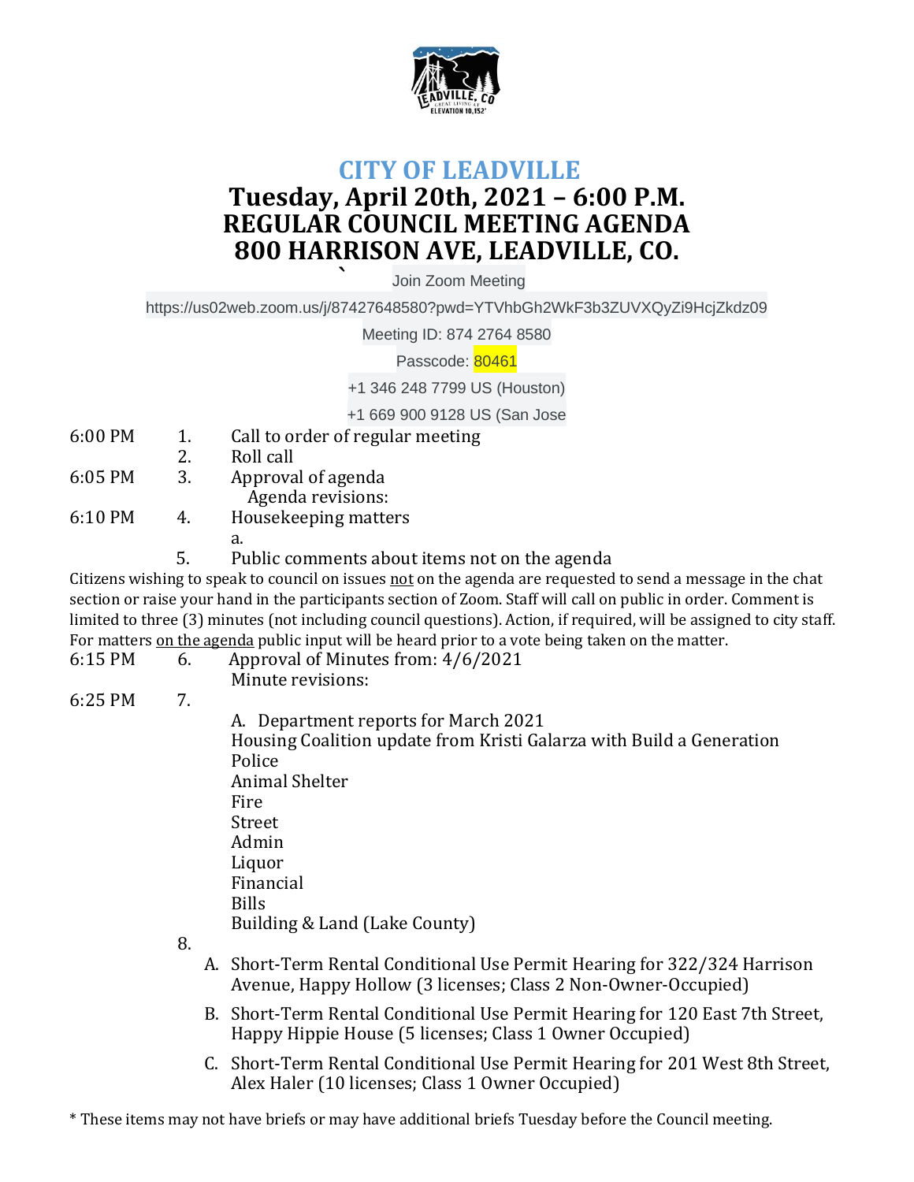# CITY OF LEADVILLE

## Tuesday, April 20th, 2021 – 6:00 P.M.
## REGULAR COUNCIL MEETING AGENDA
## 800 HARRISON AVE, LEADVILLE, CO.

Join Zoom Meeting

https://us02web.zoom.us/j/87427648580?pwd=YTVhbGh2WkF3b3ZUVXQyZi9HcjZkdz09

Meeting ID: 874 2764 8580

Passcode: 80461

+1 346 248 7799 US (Houston)

+1 669 900 9128 US (San Jose

6:00 PM 1. Call to order of regular meeting

2. Roll call

6:05 PM 3. Approval of agenda
Agenda revisions:

6:10 PM 4. Housekeeping matters
a.

5. Public comments about items not on the agenda

Citizens wishing to speak to council on issues not on the agenda are requested to send a message in the chat section or raise your hand in the participants section of Zoom. Staff will call on public in order. Comment is limited to three (3) minutes (not including council questions). Action, if required, will be assigned to city staff. For matters on the agenda public input will be heard prior to a vote being taken on the matter.

6:15 PM 6. Approval of Minutes from: 4/6/2021
Minute revisions:

6:25 PM 7.

A. Department reports for March 2021
Housing Coalition update from Kristi Galarza with Build a Generation
Police
Animal Shelter
Fire
Street
Admin
Liquor
Financial
Bills
Building & Land (Lake County)

8.

A. Short-Term Rental Conditional Use Permit Hearing for 322/324 Harrison Avenue, Happy Hollow (3 licenses; Class 2 Non-Owner-Occupied)

B. Short-Term Rental Conditional Use Permit Hearing for 120 East 7th Street, Happy Hippie House (5 licenses; Class 1 Owner Occupied)

C. Short-Term Rental Conditional Use Permit Hearing for 201 West 8th Street, Alex Haler (10 licenses; Class 1 Owner Occupied)

* These items may not have briefs or may have additional briefs Tuesday before the Council meeting.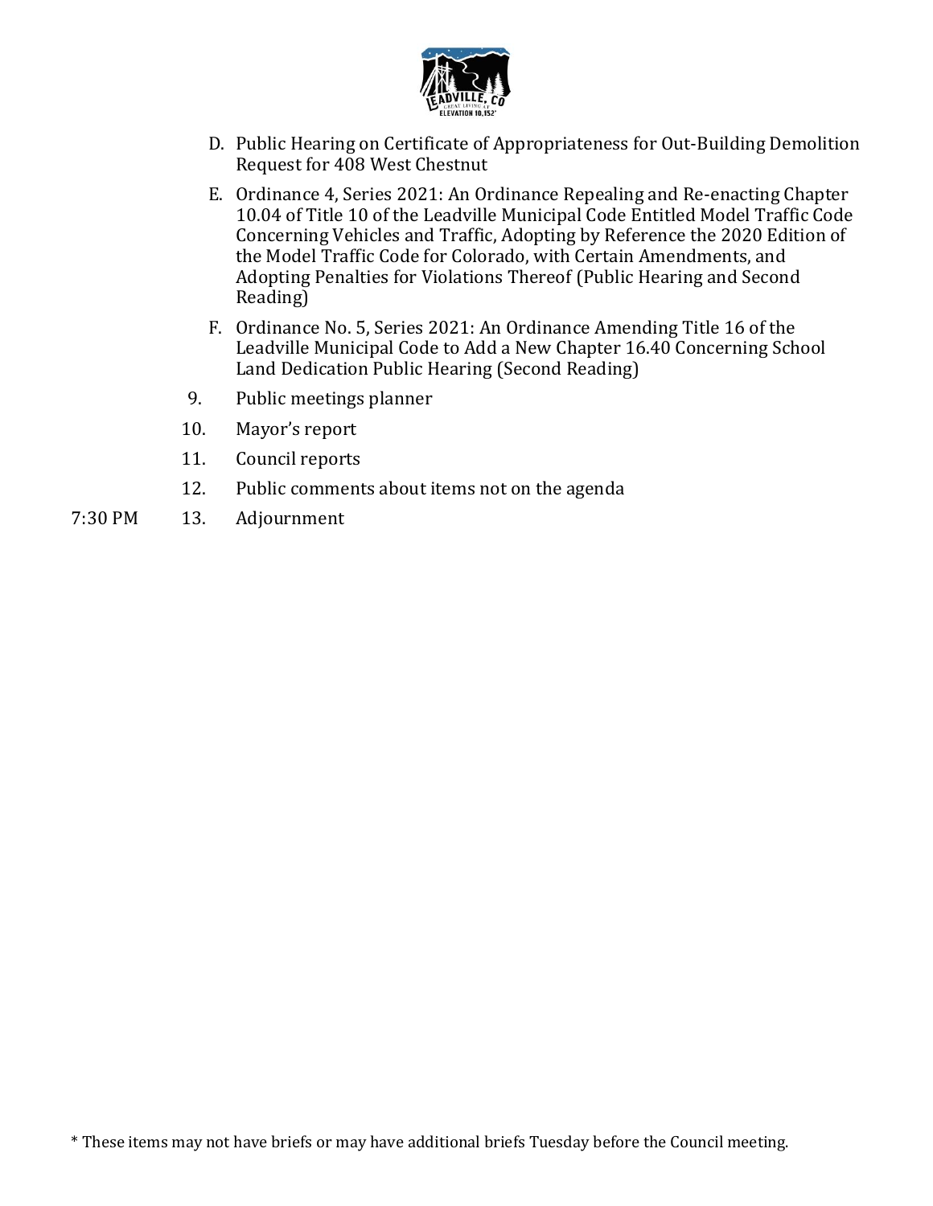D. Public Hearing on Certificate of Appropriateness for Out-Building Demolition Request for 408 West Chestnut

E. Ordinance 4, Series 2021: An Ordinance Repealing and Re-enacting Chapter 10.04 of Title 10 of the Leadville Municipal Code Entitled Model Traffic Code Concerning Vehicles and Traffic, Adopting by Reference the 2020 Edition of the Model Traffic Code for Colorado, with Certain Amendments, and Adopting Penalties for Violations Thereof (Public Hearing and Second Reading)

F. Ordinance No. 5, Series 2021: An Ordinance Amending Title 16 of the Leadville Municipal Code to Add a New Chapter 16.40 Concerning School Land Dedication Public Hearing (Second Reading)

9. Public meetings planner

10. Mayor's report

11. Council reports

12. Public comments about items not on the agenda

7:30 PM 13. Adjournment

* These items may not have briefs or may have additional briefs Tuesday before the Council meeting.